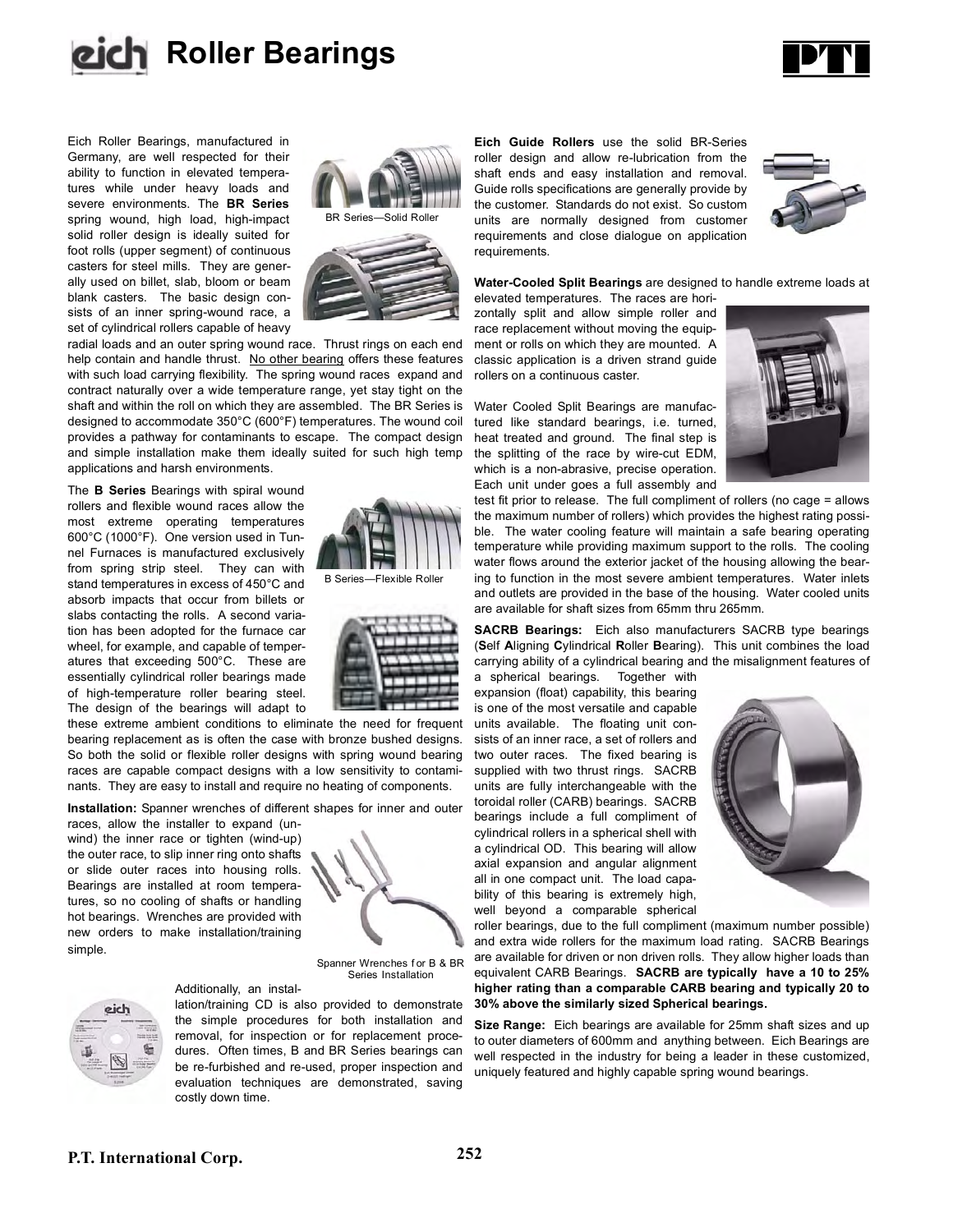# Roller Bearings

Eich Roller Bearings, manufactured in Germany, are well respected for their ability to function in elevated temperatures while under heavy loads and severe environments. The **BR Series** spring wound, high load, high-impact solid roller design is ideally suited for foot rolls (upper segment) of continuous casters for steel mills. They are generally used on billet, slab, bloom or beam blank casters. The basic design consists of an inner spring-wound race, a set of cylindrical rollers capable of heavy radial loads and an outer spring wound race. Thrust rings on each end help contain and handle thrust. No other bearing offers these features with such load carrying flexibility. The spring wound races expand and contract naturally over a wide temperature range, yet stay tight on the shaft and within the roll on which they are assembled. The BR Series is designed to accommodate 350°C (600°F) temperatures. The wound coil provides a pathway for contaminants to escape. The compact design and simple installation make them ideally suited for such high temp applications and harsh environments.

BR Series—Solid Roller

The **B Series** Bearings with spiral wound rollers and flexible wound races allow the most extreme operating temperatures 600°C (1000°F). One version used in Tunnel Furnaces is manufactured exclusively from spring strip steel. They can with stand temperatures in excess of 450°C and absorb impacts that occur from billets or slabs contacting the rolls. A second variation has been adopted for the furnace car wheel, for example, and capable of temperatures that exceeding 500°C. These are essentially cylindrical roller bearings made of high-temperature roller bearing steel. The design of the bearings will adapt to these extreme ambient conditions to eliminate the need for frequent bearing replacement as is often the case with bronze bushed designs. So both the solid or flexible roller designs with spring wound bearing races are capable compact designs with a low sensitivity to contaminants. They are easy to install and require no heating of components.

B Series—Flexible Roller

**Installation:** Spanner wrenches of different shapes for inner and outer races, allow the installer to expand (unwind) the inner race or tighten (wind-up) the outer race, to slip inner ring onto shafts or slide outer races into housing rolls. Bearings are installed at room temperatures, so no cooling of shafts or handling hot bearings. Wrenches are provided with new orders to make installation/training simple.

Spanner Wrenches for B & BR Series Installation

Additionally, an installation/training CD is also provided to demonstrate the simple procedures for both installation and removal, for inspection or for replacement procedures. Often times, B and BR Series bearings can be re-furbished and re-used, proper inspection and evaluation techniques are demonstrated, saving costly down time.

**Eich Guide Rollers** use the solid BR-Series roller design and allow re-lubrication from the shaft ends and easy installation and removal. Guide rolls specifications are generally provide by the customer. Standards do not exist. So custom units are normally designed from customer requirements and close dialogue on application requirements.

**Water-Cooled Split Bearings** are designed to handle extreme loads at elevated temperatures. The races are horizontally split and allow simple roller and race replacement without moving the equipment or rolls on which they are mounted. A classic application is a driven strand guide rollers on a continuous caster.

Water Cooled Split Bearings are manufactured like standard bearings, i.e. turned, heat treated and ground. The final step is the splitting of the race by wire-cut EDM, which is a non-abrasive, precise operation. Each unit under goes a full assembly and test fit prior to release. The full compliment of rollers (no cage = allows the maximum number of rollers) which provides the highest rating possible. The water cooling feature will maintain a safe bearing operating temperature while providing maximum support to the rolls. The cooling water flows around the exterior jacket of the housing allowing the bearing to function in the most severe ambient temperatures. Water inlets and outlets are provided in the base of the housing. Water cooled units are available for shaft sizes from 65mm thru 265mm.

**SACRB Bearings:** Eich also manufacturers SACRB type bearings (**S**elf **A**ligning **C**ylindrical **R**oller **B**earing). This unit combines the load carrying ability of a cylindrical bearing and the misalignment features of a spherical bearings. Together with expansion (float) capability, this bearing is one of the most versatile and capable units available. The floating unit consists of an inner race, a set of rollers and two outer races. The fixed bearing is supplied with two thrust rings. SACRB units are fully interchangeable with the toroidal roller (CARB) bearings. SACRB bearings include a full compliment of cylindrical rollers in a spherical shell with a cylindrical OD. This bearing will allow axial expansion and angular alignment all in one compact unit. The load capability of this bearing is extremely high, well beyond a comparable spherical roller bearings, due to the full compliment (maximum number possible) and extra wide rollers for the maximum load rating. SACRB Bearings are available for driven or non driven rolls. They allow higher loads than equivalent CARB Bearings. **SACRB are typically have a 10 to 25% higher rating than a comparable CARB bearing and typically 20 to 30% above the similarly sized Spherical bearings.**

**Size Range:** Eich bearings are available for 25mm shaft sizes and up to outer diameters of 600mm and anything between. Eich Bearings are well respected in the industry for being a leader in these customized, uniquely featured and highly capable spring wound bearings.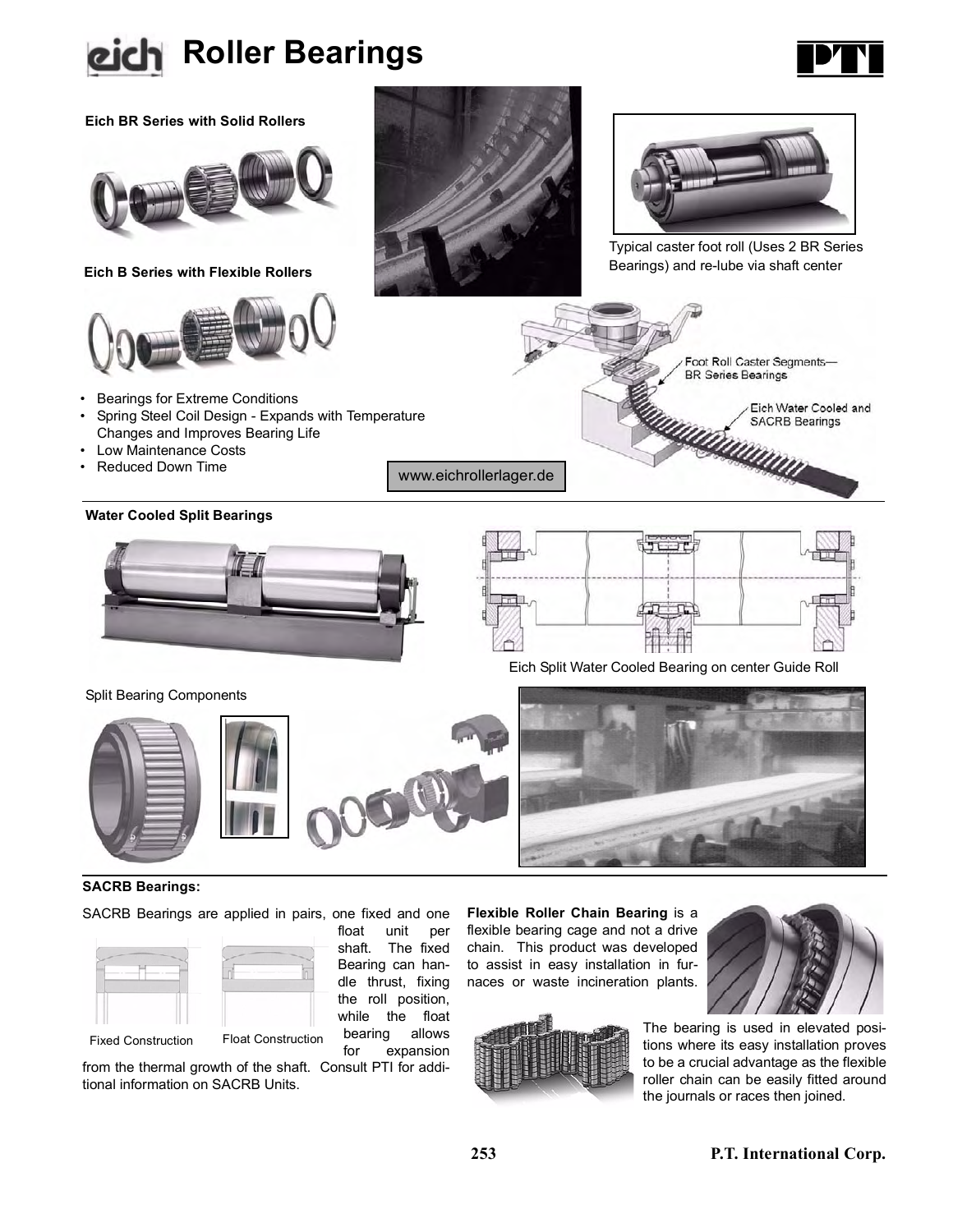# Roller Bearings

**Eich BR Series with Solid Rollers**

Typical caster foot roll (Uses 2 BR Series Bearings) and re-lube via shaft center

**Eich B Series with Flexible Rollers**

Foot Roll Caster Segments— BR Series Bearings

Eich Water Cooled and SACRB Bearings

- Bearings for Extreme Conditions
- Spring Steel Coil Design - Expands with Temperature Changes and Improves Bearing Life
- Low Maintenance Costs
- Reduced Down Time

www.eichrollerlager.de

**Water Cooled Split Bearings**

Eich Split Water Cooled Bearing on center Guide Roll

Split Bearing Components

**SACRB Bearings:**

SACRB Bearings are applied in pairs, one fixed and one float unit per shaft. The fixed Bearing can handle thrust, fixing the roll position, while the float bearing allows for expansion from the thermal growth of the shaft. Consult PTI for additional information on SACRB Units.

Fixed Construction

Float Construction

**Flexible Roller Chain Bearing** is a flexible bearing cage and not a drive chain. This product was developed to assist in easy installation in furnaces or waste incineration plants.

The bearing is used in elevated positions where its easy installation proves to be a crucial advantage as the flexible roller chain can be easily fitted around the journals or races then joined.